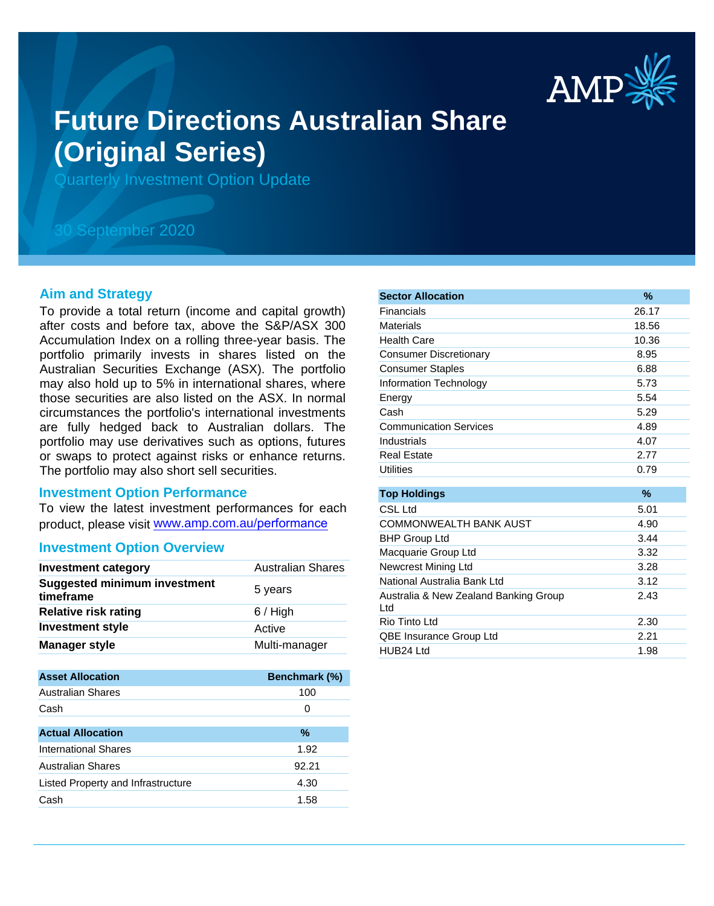# Future Directions Australian Share (Original Series)

Quarterly Investment Option Update

30 September 2020

## Aim and Strategy

To provide a total return (income and capital growth) after costs and before tax, above the S&P/ASX 300 Accumulation Index on a rolling three-year basis. The portfolio primarily invests in shares listed on the Australian Securities Exchange (ASX). The portfolio may also hold up to 5% in international shares, where those securities are also listed on the ASX. In normal circumstances the portfolio's international investments are fully hedged back to Australian dollars. The portfolio may use derivatives such as options, futures or swaps to protect against risks or enhance returns. The portfolio may also short sell securities.

## Investment Option Performance

To view the latest investment performances for each product, please visit www.amp.com.au/performance

## Investment Option Overview

| | |
|---|---|
| **Investment category** | Australian Shares |
| **Suggested minimum investment timeframe** | 5 years |
| **Relative risk rating** | 6 / High |
| **Investment style** | Active |
| **Manager style** | Multi-manager |

| Asset Allocation | Benchmark (%) |
|---|---|
| Australian Shares | 100 |
| Cash | 0 |

| Actual Allocation | % |
|---|---|
| International Shares | 1.92 |
| Australian Shares | 92.21 |
| Listed Property and Infrastructure | 4.30 |
| Cash | 1.58 |

| Sector Allocation | % |
|---|---|
| Financials | 26.17 |
| Materials | 18.56 |
| Health Care | 10.36 |
| Consumer Discretionary | 8.95 |
| Consumer Staples | 6.88 |
| Information Technology | 5.73 |
| Energy | 5.54 |
| Cash | 5.29 |
| Communication Services | 4.89 |
| Industrials | 4.07 |
| Real Estate | 2.77 |
| Utilities | 0.79 |

| Top Holdings | % |
|---|---|
| CSL Ltd | 5.01 |
| COMMONWEALTH BANK AUST | 4.90 |
| BHP Group Ltd | 3.44 |
| Macquarie Group Ltd | 3.32 |
| Newcrest Mining Ltd | 3.28 |
| National Australia Bank Ltd | 3.12 |
| Australia & New Zealand Banking Group Ltd | 2.43 |
| Rio Tinto Ltd | 2.30 |
| QBE Insurance Group Ltd | 2.21 |
| HUB24 Ltd | 1.98 |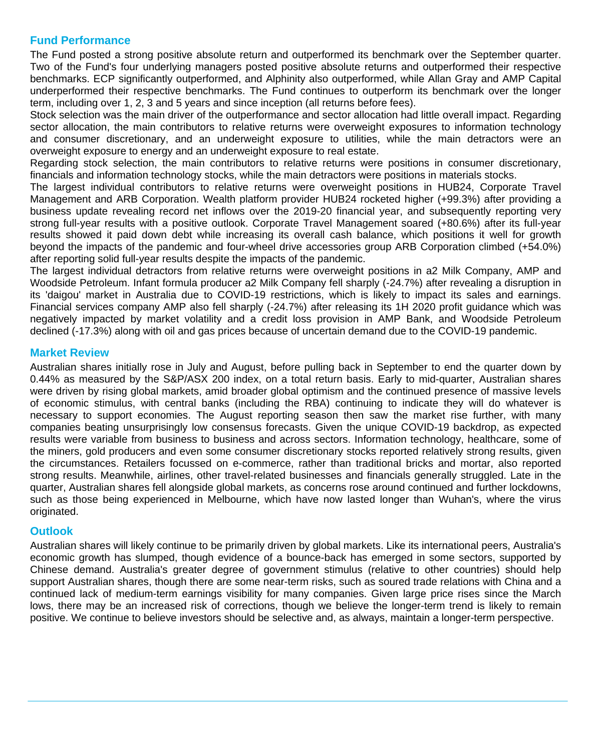## Fund Performance

The Fund posted a strong positive absolute return and outperformed its benchmark over the September quarter. Two of the Fund's four underlying managers posted positive absolute returns and outperformed their respective benchmarks. ECP significantly outperformed, and Alphinity also outperformed, while Allan Gray and AMP Capital underperformed their respective benchmarks. The Fund continues to outperform its benchmark over the longer term, including over 1, 2, 3 and 5 years and since inception (all returns before fees).

Stock selection was the main driver of the outperformance and sector allocation had little overall impact. Regarding sector allocation, the main contributors to relative returns were overweight exposures to information technology and consumer discretionary, and an underweight exposure to utilities, while the main detractors were an overweight exposure to energy and an underweight exposure to real estate.

Regarding stock selection, the main contributors to relative returns were positions in consumer discretionary, financials and information technology stocks, while the main detractors were positions in materials stocks.

The largest individual contributors to relative returns were overweight positions in HUB24, Corporate Travel Management and ARB Corporation. Wealth platform provider HUB24 rocketed higher (+99.3%) after providing a business update revealing record net inflows over the 2019-20 financial year, and subsequently reporting very strong full-year results with a positive outlook. Corporate Travel Management soared (+80.6%) after its full-year results showed it paid down debt while increasing its overall cash balance, which positions it well for growth beyond the impacts of the pandemic and four-wheel drive accessories group ARB Corporation climbed (+54.0%) after reporting solid full-year results despite the impacts of the pandemic.

The largest individual detractors from relative returns were overweight positions in a2 Milk Company, AMP and Woodside Petroleum. Infant formula producer a2 Milk Company fell sharply (-24.7%) after revealing a disruption in its 'daigou' market in Australia due to COVID-19 restrictions, which is likely to impact its sales and earnings. Financial services company AMP also fell sharply (-24.7%) after releasing its 1H 2020 profit guidance which was negatively impacted by market volatility and a credit loss provision in AMP Bank, and Woodside Petroleum declined (-17.3%) along with oil and gas prices because of uncertain demand due to the COVID-19 pandemic.

## Market Review

Australian shares initially rose in July and August, before pulling back in September to end the quarter down by 0.44% as measured by the S&P/ASX 200 index, on a total return basis. Early to mid-quarter, Australian shares were driven by rising global markets, amid broader global optimism and the continued presence of massive levels of economic stimulus, with central banks (including the RBA) continuing to indicate they will do whatever is necessary to support economies. The August reporting season then saw the market rise further, with many companies beating unsurprisingly low consensus forecasts. Given the unique COVID-19 backdrop, as expected results were variable from business to business and across sectors. Information technology, healthcare, some of the miners, gold producers and even some consumer discretionary stocks reported relatively strong results, given the circumstances. Retailers focussed on e-commerce, rather than traditional bricks and mortar, also reported strong results. Meanwhile, airlines, other travel-related businesses and financials generally struggled. Late in the quarter, Australian shares fell alongside global markets, as concerns rose around continued and further lockdowns, such as those being experienced in Melbourne, which have now lasted longer than Wuhan's, where the virus originated.

## Outlook

Australian shares will likely continue to be primarily driven by global markets. Like its international peers, Australia's economic growth has slumped, though evidence of a bounce-back has emerged in some sectors, supported by Chinese demand. Australia's greater degree of government stimulus (relative to other countries) should help support Australian shares, though there are some near-term risks, such as soured trade relations with China and a continued lack of medium-term earnings visibility for many companies. Given large price rises since the March lows, there may be an increased risk of corrections, though we believe the longer-term trend is likely to remain positive. We continue to believe investors should be selective and, as always, maintain a longer-term perspective.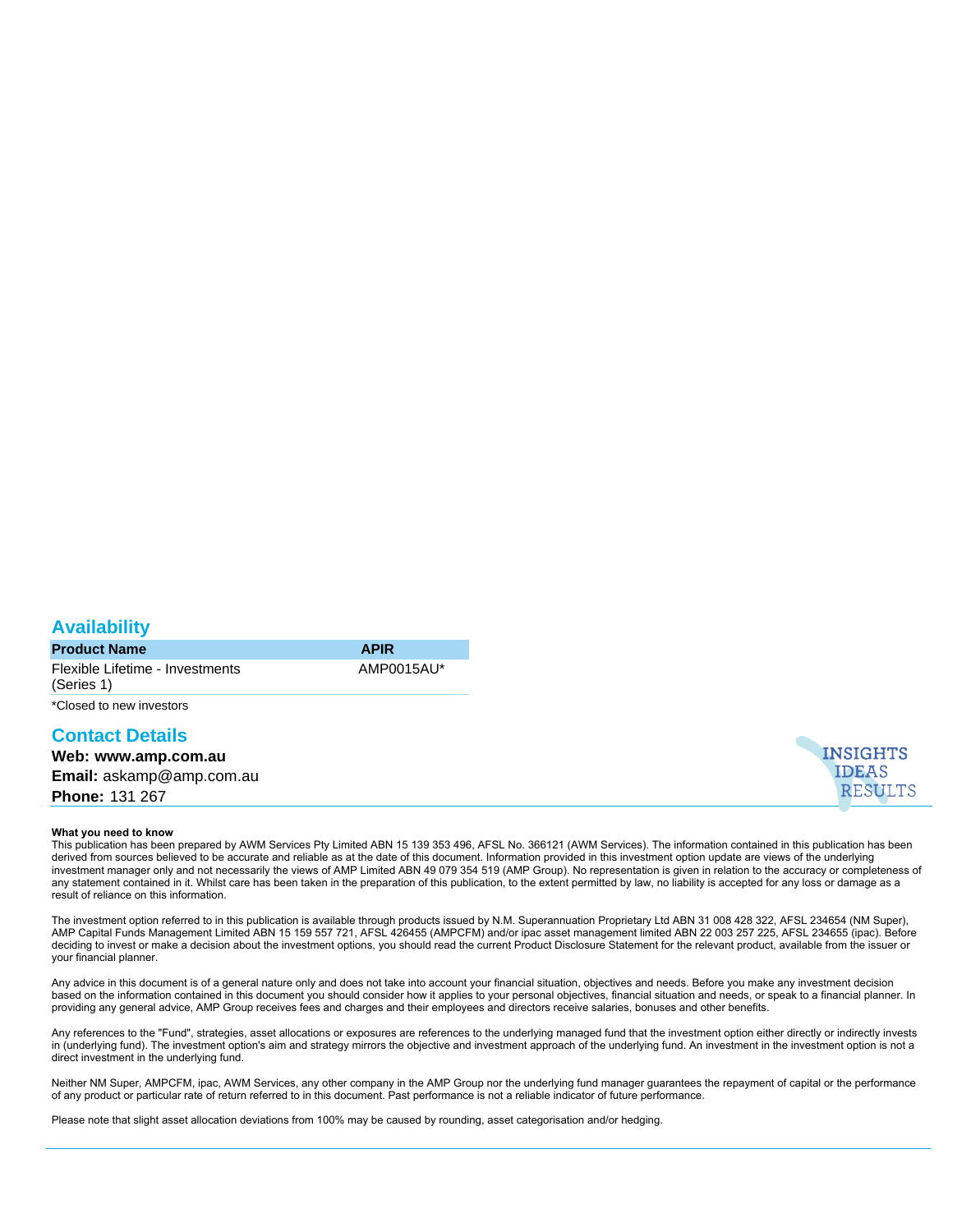## Availability

| Product Name | APIR |
| --- | --- |
| Flexible Lifetime - Investments (Series 1) | AMP0015AU* |

*Closed to new investors

## Contact Details

**Web: www.amp.com.au**
**Email:** askamp@amp.com.au
**Phone:** 131 267

INSIGHTS
IDEAS
RESULTS

**What you need to know**
This publication has been prepared by AWM Services Pty Limited ABN 15 139 353 496, AFSL No. 366121 (AWM Services). The information contained in this publication has been derived from sources believed to be accurate and reliable as at the date of this document. Information provided in this investment option update are views of the underlying investment manager only and not necessarily the views of AMP Limited ABN 49 079 354 519 (AMP Group). No representation is given in relation to the accuracy or completeness of any statement contained in it. Whilst care has been taken in the preparation of this publication, to the extent permitted by law, no liability is accepted for any loss or damage as a result of reliance on this information.

The investment option referred to in this publication is available through products issued by N.M. Superannuation Proprietary Ltd ABN 31 008 428 322, AFSL 234654 (NM Super), AMP Capital Funds Management Limited ABN 15 159 557 721, AFSL 426455 (AMPCFM) and/or ipac asset management limited ABN 22 003 257 225, AFSL 234655 (ipac). Before deciding to invest or make a decision about the investment options, you should read the current Product Disclosure Statement for the relevant product, available from the issuer or your financial planner.

Any advice in this document is of a general nature only and does not take into account your financial situation, objectives and needs. Before you make any investment decision based on the information contained in this document you should consider how it applies to your personal objectives, financial situation and needs, or speak to a financial planner. In providing any general advice, AMP Group receives fees and charges and their employees and directors receive salaries, bonuses and other benefits.

Any references to the "Fund", strategies, asset allocations or exposures are references to the underlying managed fund that the investment option either directly or indirectly invests in (underlying fund). The investment option's aim and strategy mirrors the objective and investment approach of the underlying fund. An investment in the investment option is not a direct investment in the underlying fund.

Neither NM Super, AMPCFM, ipac, AWM Services, any other company in the AMP Group nor the underlying fund manager guarantees the repayment of capital or the performance of any product or particular rate of return referred to in this document. Past performance is not a reliable indicator of future performance.

Please note that slight asset allocation deviations from 100% may be caused by rounding, asset categorisation and/or hedging.